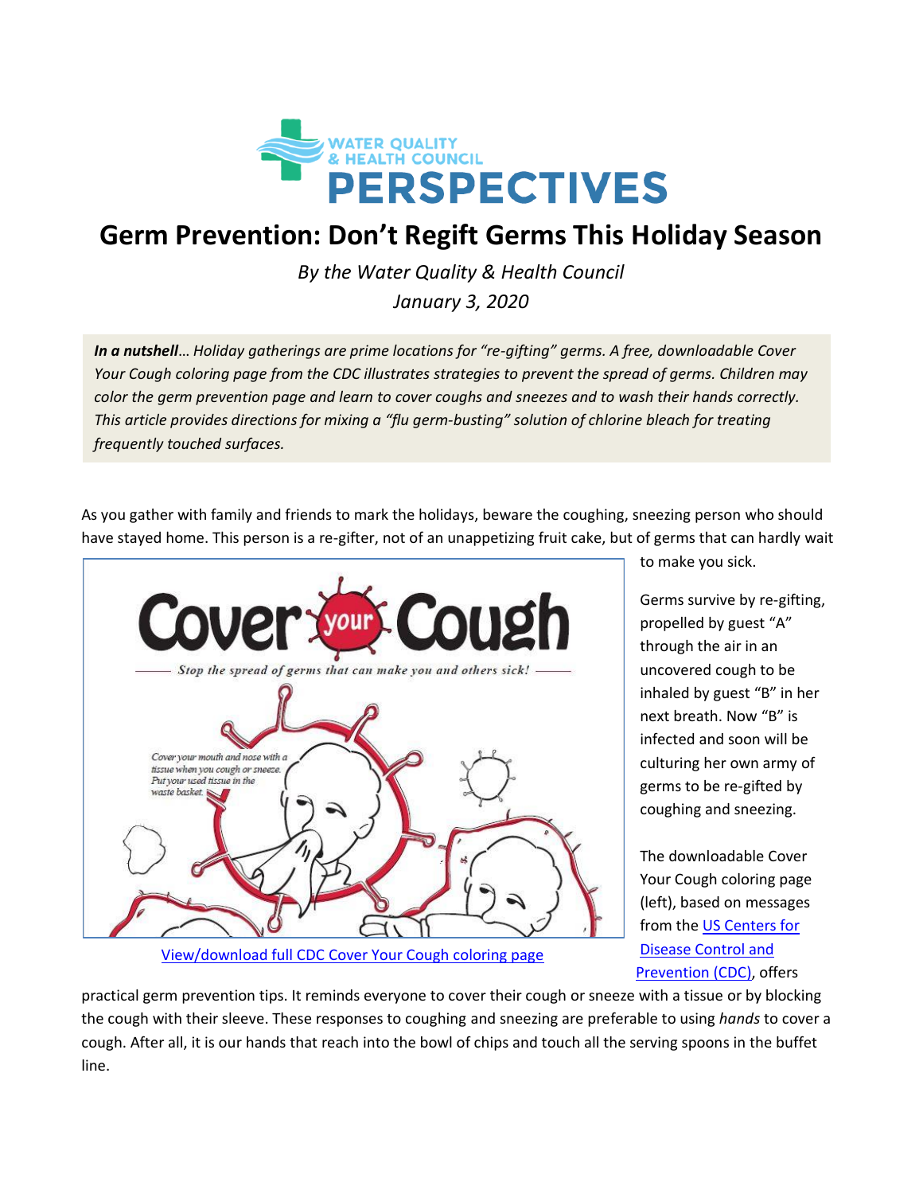# Germ Prevention: Don't Regift Germs This Holiday Season

*By the Water Quality & Health Council*

*January 3, 2020*

***In a nutshell**… Holiday gatherings are prime locations for "re-gifting" germs. A free, downloadable Cover Your Cough coloring page from the CDC illustrates strategies to prevent the spread of germs. Children may color the germ prevention page and learn to cover coughs and sneezes and to wash their hands correctly. This article provides directions for mixing a "flu germ-busting" solution of chlorine bleach for treating frequently touched surfaces.*

As you gather with family and friends to mark the holidays, beware the coughing, sneezing person who should have stayed home. This person is a re-gifter, not of an unappetizing fruit cake, but of germs that can hardly wait to make you sick.

View/download full CDC Cover Your Cough coloring page

Germs survive by re-gifting, propelled by guest "A" through the air in an uncovered cough to be inhaled by guest "B" in her next breath. Now "B" is infected and soon will be culturing her own army of germs to be re-gifted by coughing and sneezing.

The downloadable Cover Your Cough coloring page (left), based on messages from the US Centers for Disease Control and Prevention (CDC), offers practical germ prevention tips. It reminds everyone to cover their cough or sneeze with a tissue or by blocking the cough with their sleeve. These responses to coughing and sneezing are preferable to using *hands* to cover a cough. After all, it is our hands that reach into the bowl of chips and touch all the serving spoons in the buffet line.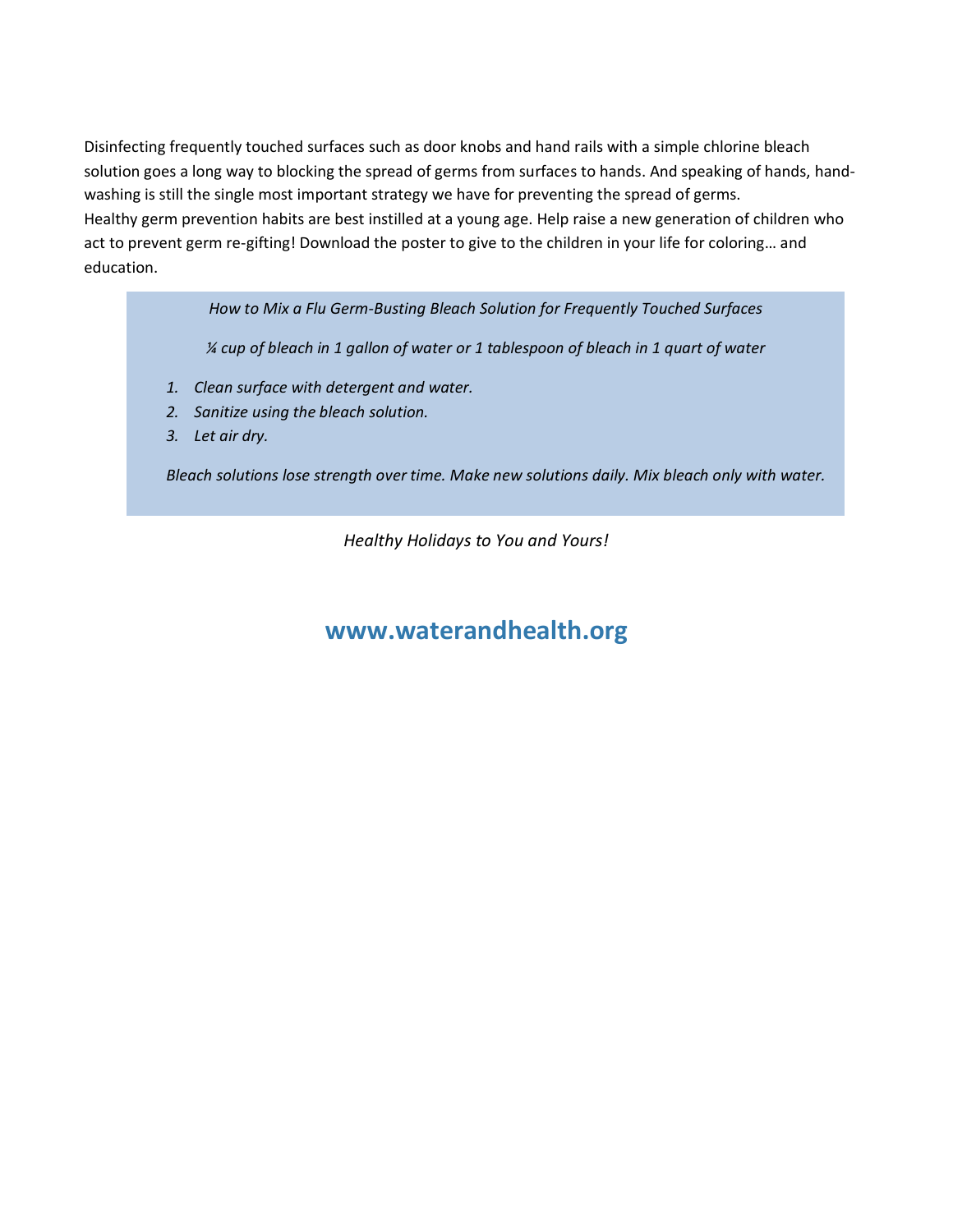Disinfecting frequently touched surfaces such as door knobs and hand rails with a simple chlorine bleach solution goes a long way to blocking the spread of germs from surfaces to hands. And speaking of hands, hand-washing is still the single most important strategy we have for preventing the spread of germs.
Healthy germ prevention habits are best instilled at a young age. Help raise a new generation of children who act to prevent germ re-gifting! Download the poster to give to the children in your life for coloring… and education.

*How to Mix a Flu Germ-Busting Bleach Solution for Frequently Touched Surfaces*

*¼ cup of bleach in 1 gallon of water or 1 tablespoon of bleach in 1 quart of water*

1. *Clean surface with detergent and water.*
2. *Sanitize using the bleach solution.*
3. *Let air dry.*

*Bleach solutions lose strength over time. Make new solutions daily. Mix bleach only with water.*

*Healthy Holidays to You and Yours!*

## **www.waterandhealth.org**